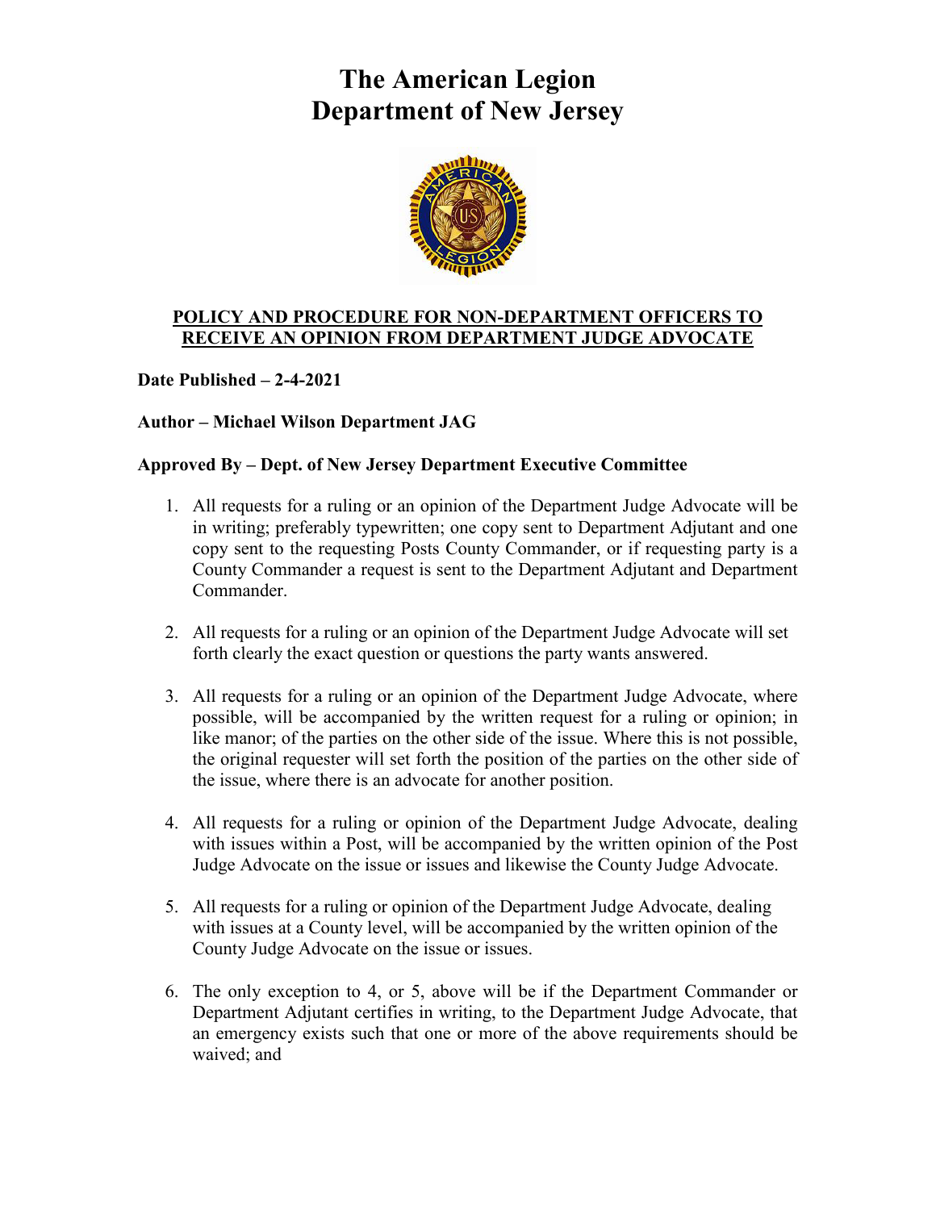# The American Legion
# Department of New Jersey

**POLICY AND PROCEDURE FOR NON-DEPARTMENT OFFICERS TO RECEIVE AN OPINION FROM DEPARTMENT JUDGE ADVOCATE**

**Date Published – 2-4-2021**

**Author – Michael Wilson Department JAG**

**Approved By – Dept. of New Jersey Department Executive Committee**

1. All requests for a ruling or an opinion of the Department Judge Advocate will be in writing; preferably typewritten; one copy sent to Department Adjutant and one copy sent to the requesting Posts County Commander, or if requesting party is a County Commander a request is sent to the Department Adjutant and Department Commander.

2. All requests for a ruling or an opinion of the Department Judge Advocate will set forth clearly the exact question or questions the party wants answered.

3. All requests for a ruling or an opinion of the Department Judge Advocate, where possible, will be accompanied by the written request for a ruling or opinion; in like manor; of the parties on the other side of the issue. Where this is not possible, the original requester will set forth the position of the parties on the other side of the issue, where there is an advocate for another position.

4. All requests for a ruling or opinion of the Department Judge Advocate, dealing with issues within a Post, will be accompanied by the written opinion of the Post Judge Advocate on the issue or issues and likewise the County Judge Advocate.

5. All requests for a ruling or opinion of the Department Judge Advocate, dealing with issues at a County level, will be accompanied by the written opinion of the County Judge Advocate on the issue or issues.

6. The only exception to 4, or 5, above will be if the Department Commander or Department Adjutant certifies in writing, to the Department Judge Advocate, that an emergency exists such that one or more of the above requirements should be waived; and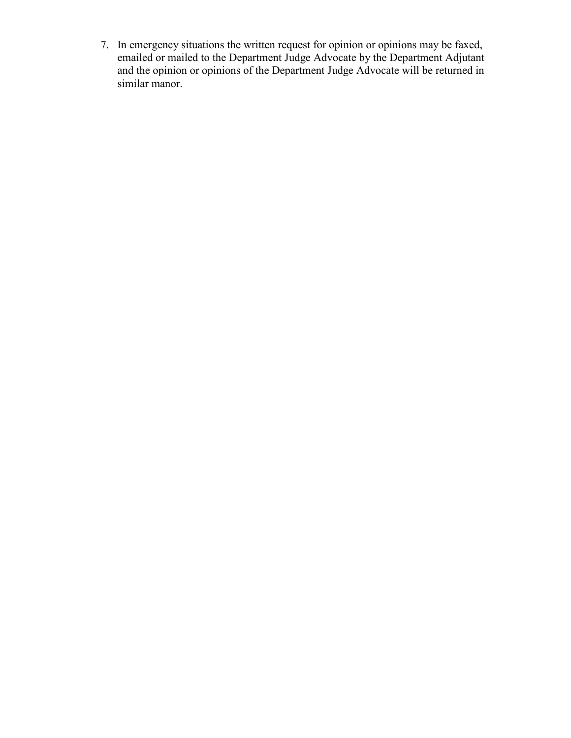7. In emergency situations the written request for opinion or opinions may be faxed, emailed or mailed to the Department Judge Advocate by the Department Adjutant and the opinion or opinions of the Department Judge Advocate will be returned in similar manor.